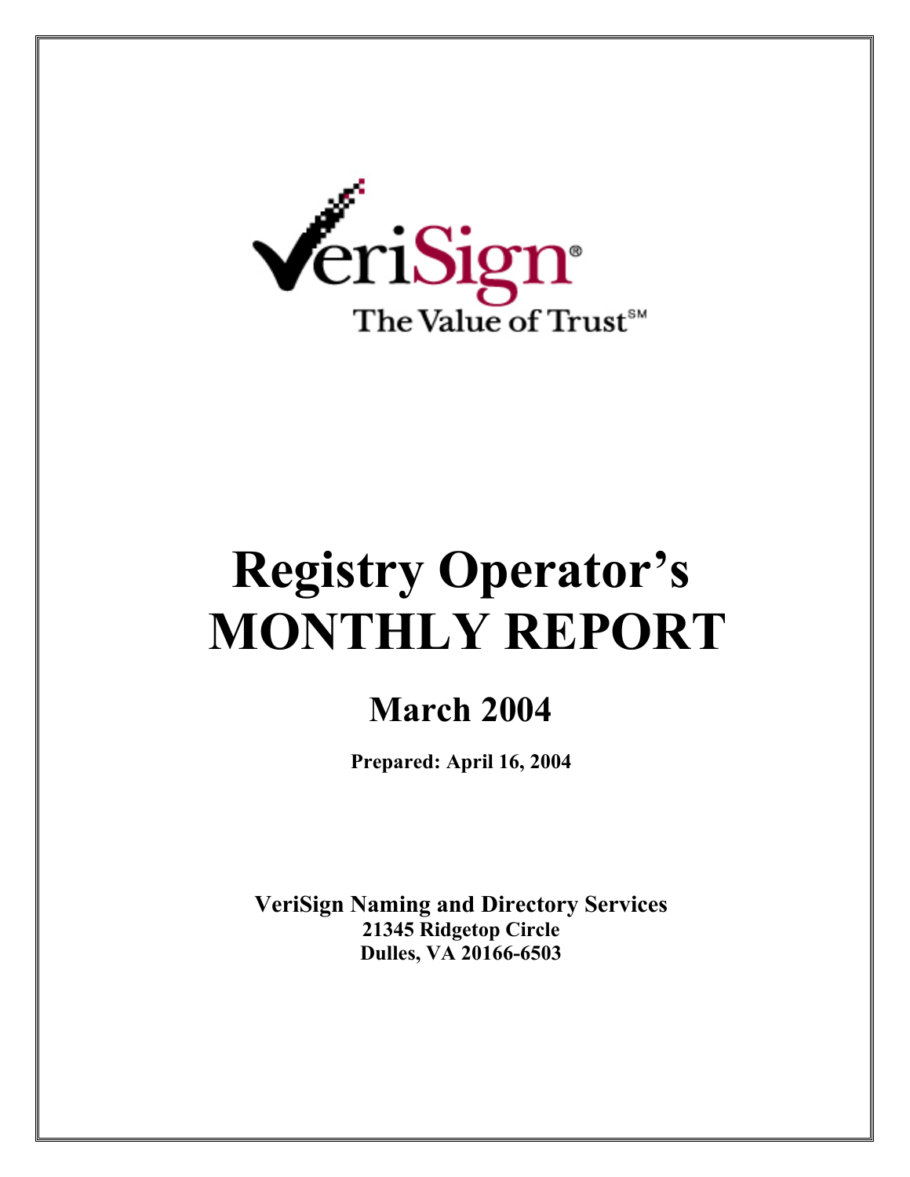VeriSign®

The Value of Trust℠

# Registry Operator's MONTHLY REPORT

## March 2004

**Prepared: April 16, 2004**

**VeriSign Naming and Directory Services**
**21345 Ridgetop Circle**
**Dulles, VA 20166-6503**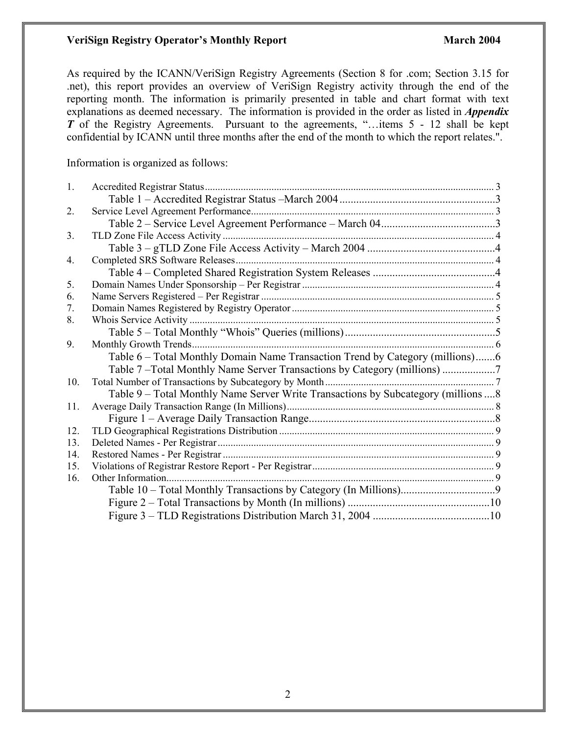As required by the ICANN/VeriSign Registry Agreements (Section 8 for .com; Section 3.15 for .net), this report provides an overview of VeriSign Registry activity through the end of the reporting month. The information is primarily presented in table and chart format with text explanations as deemed necessary. The information is provided in the order as listed in ***Appendix T*** of the Registry Agreements. Pursuant to the agreements, "…items 5 - 12 shall be kept confidential by ICANN until three months after the end of the month to which the report relates.".

Information is organized as follows:

1. Accredited Registrar Status ........................................ 3
   - Table 1 – Accredited Registrar Status –March 2004 ........................................ 3
2. Service Level Agreement Performance ........................................ 3
   - Table 2 – Service Level Agreement Performance – March 04 ........................................ 3
3. TLD Zone File Access Activity ........................................ 4
   - Table 3 – gTLD Zone File Access Activity – March 2004 ........................................ 4
4. Completed SRS Software Releases ........................................ 4
   - Table 4 – Completed Shared Registration System Releases ........................................ 4
5. Domain Names Under Sponsorship – Per Registrar ........................................ 4
6. Name Servers Registered – Per Registrar ........................................ 5
7. Domain Names Registered by Registry Operator ........................................ 5
8. Whois Service Activity ........................................ 5
   - Table 5 – Total Monthly "Whois" Queries (millions) ........................................ 5
9. Monthly Growth Trends ........................................ 6
   - Table 6 – Total Monthly Domain Name Transaction Trend by Category (millions) ....... 6
   - Table 7 –Total Monthly Name Server Transactions by Category (millions) ........................................ 7
10. Total Number of Transactions by Subcategory by Month ........................................ 7
    - Table 9 – Total Monthly Name Server Write Transactions by Subcategory (millions .... 8
11. Average Daily Transaction Range (In Millions) ........................................ 8
    - Figure 1 – Average Daily Transaction Range ........................................ 8
12. TLD Geographical Registrations Distribution ........................................ 9
13. Deleted Names - Per Registrar ........................................ 9
14. Restored Names - Per Registrar ........................................ 9
15. Violations of Registrar Restore Report - Per Registrar ........................................ 9
16. Other Information ........................................ 9
    - Table 10 – Total Monthly Transactions by Category (In Millions) ........................................ 9
    - Figure 2 – Total Transactions by Month (In millions) ........................................ 10
    - Figure 3 – TLD Registrations Distribution March 31, 2004 ........................................ 10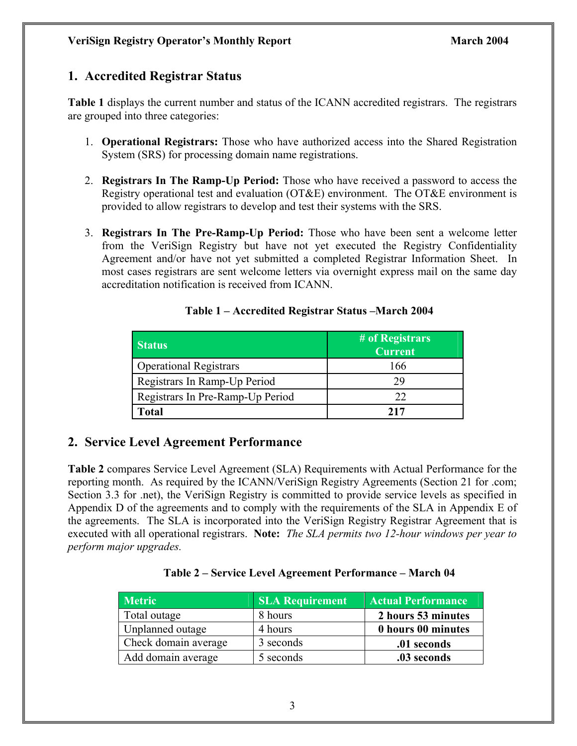## 1. Accredited Registrar Status

**Table 1** displays the current number and status of the ICANN accredited registrars. The registrars are grouped into three categories:

1. **Operational Registrars:** Those who have authorized access into the Shared Registration System (SRS) for processing domain name registrations.

2. **Registrars In The Ramp-Up Period:** Those who have received a password to access the Registry operational test and evaluation (OT&E) environment. The OT&E environment is provided to allow registrars to develop and test their systems with the SRS.

3. **Registrars In The Pre-Ramp-Up Period:** Those who have been sent a welcome letter from the VeriSign Registry but have not yet executed the Registry Confidentiality Agreement and/or have not yet submitted a completed Registrar Information Sheet. In most cases registrars are sent welcome letters via overnight express mail on the same day accreditation notification is received from ICANN.

**Table 1 – Accredited Registrar Status –March 2004**

| Status | # of Registrars Current |
|---|---|
| Operational Registrars | 166 |
| Registrars In Ramp-Up Period | 29 |
| Registrars In Pre-Ramp-Up Period | 22 |
| **Total** | **217** |

## 2. Service Level Agreement Performance

**Table 2** compares Service Level Agreement (SLA) Requirements with Actual Performance for the reporting month. As required by the ICANN/VeriSign Registry Agreements (Section 21 for .com; Section 3.3 for .net), the VeriSign Registry is committed to provide service levels as specified in Appendix D of the agreements and to comply with the requirements of the SLA in Appendix E of the agreements. The SLA is incorporated into the VeriSign Registry Registrar Agreement that is executed with all operational registrars. **Note:** *The SLA permits two 12-hour windows per year to perform major upgrades.*

**Table 2 – Service Level Agreement Performance – March 04**

| Metric | SLA Requirement | Actual Performance |
|---|---|---|
| Total outage | 8 hours | **2 hours 53 minutes** |
| Unplanned outage | 4 hours | **0 hours 00 minutes** |
| Check domain average | 3 seconds | **.01 seconds** |
| Add domain average | 5 seconds | **.03 seconds** |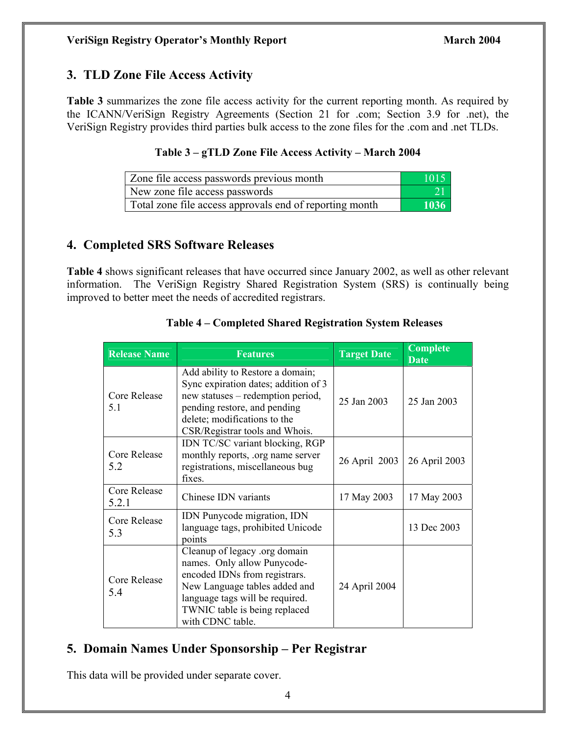## 3. TLD Zone File Access Activity

**Table 3** summarizes the zone file access activity for the current reporting month. As required by the ICANN/VeriSign Registry Agreements (Section 21 for .com; Section 3.9 for .net), the VeriSign Registry provides third parties bulk access to the zone files for the .com and .net TLDs.

**Table 3 – gTLD Zone File Access Activity – March 2004**

| | |
|---|---|
| Zone file access passwords previous month | 1015 |
| New zone file access passwords | 21 |
| Total zone file access approvals end of reporting month | **1036** |

## 4. Completed SRS Software Releases

**Table 4** shows significant releases that have occurred since January 2002, as well as other relevant information. The VeriSign Registry Shared Registration System (SRS) is continually being improved to better meet the needs of accredited registrars.

**Table 4 – Completed Shared Registration System Releases**

| Release Name | Features | Target Date | Complete Date |
|---|---|---|---|
| Core Release 5.1 | Add ability to Restore a domain; Sync expiration dates; addition of 3 new statuses – redemption period, pending restore, and pending delete; modifications to the CSR/Registrar tools and Whois. | 25 Jan 2003 | 25 Jan 2003 |
| Core Release 5.2 | IDN TC/SC variant blocking, RGP monthly reports, .org name server registrations, miscellaneous bug fixes. | 26 April 2003 | 26 April 2003 |
| Core Release 5.2.1 | Chinese IDN variants | 17 May 2003 | 17 May 2003 |
| Core Release 5.3 | IDN Punycode migration, IDN language tags, prohibited Unicode points | | 13 Dec 2003 |
| Core Release 5.4 | Cleanup of legacy .org domain names. Only allow Punycode-encoded IDNs from registrars. New Language tables added and language tags will be required. TWNIC table is being replaced with CDNC table. | 24 April 2004 | |

## 5. Domain Names Under Sponsorship – Per Registrar

This data will be provided under separate cover.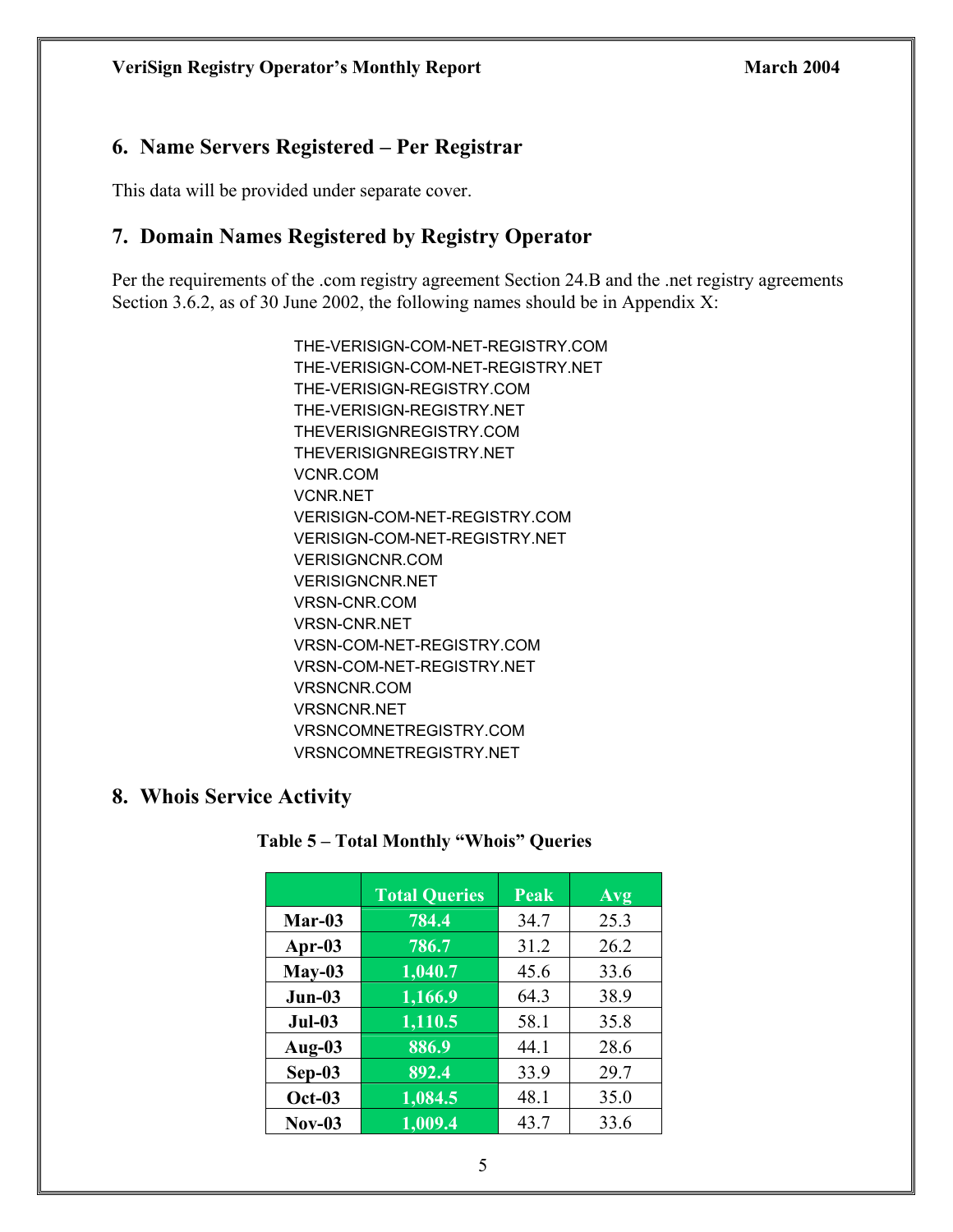## 6. Name Servers Registered – Per Registrar

This data will be provided under separate cover.

## 7. Domain Names Registered by Registry Operator

Per the requirements of the .com registry agreement Section 24.B and the .net registry agreements Section 3.6.2, as of 30 June 2002, the following names should be in Appendix X:

THE-VERISIGN-COM-NET-REGISTRY.COM
THE-VERISIGN-COM-NET-REGISTRY.NET
THE-VERISIGN-REGISTRY.COM
THE-VERISIGN-REGISTRY.NET
THEVERISIGNREGISTRY.COM
THEVERISIGNREGISTRY.NET
VCNR.COM
VCNR.NET
VERISIGN-COM-NET-REGISTRY.COM
VERISIGN-COM-NET-REGISTRY.NET
VERISIGNCNR.COM
VERISIGNCNR.NET
VRSN-CNR.COM
VRSN-CNR.NET
VRSN-COM-NET-REGISTRY.COM
VRSN-COM-NET-REGISTRY.NET
VRSNCNR.COM
VRSNCNR.NET
VRSNCOMNETREGISTRY.COM
VRSNCOMNETREGISTRY.NET

## 8. Whois Service Activity

**Table 5 – Total Monthly "Whois" Queries**

| | Total Queries | Peak | Avg |
|---|---|---|---|
| **Mar-03** | 784.4 | 34.7 | 25.3 |
| **Apr-03** | 786.7 | 31.2 | 26.2 |
| **May-03** | 1,040.7 | 45.6 | 33.6 |
| **Jun-03** | 1,166.9 | 64.3 | 38.9 |
| **Jul-03** | 1,110.5 | 58.1 | 35.8 |
| **Aug-03** | 886.9 | 44.1 | 28.6 |
| **Sep-03** | 892.4 | 33.9 | 29.7 |
| **Oct-03** | 1,084.5 | 48.1 | 35.0 |
| **Nov-03** | 1,009.4 | 43.7 | 33.6 |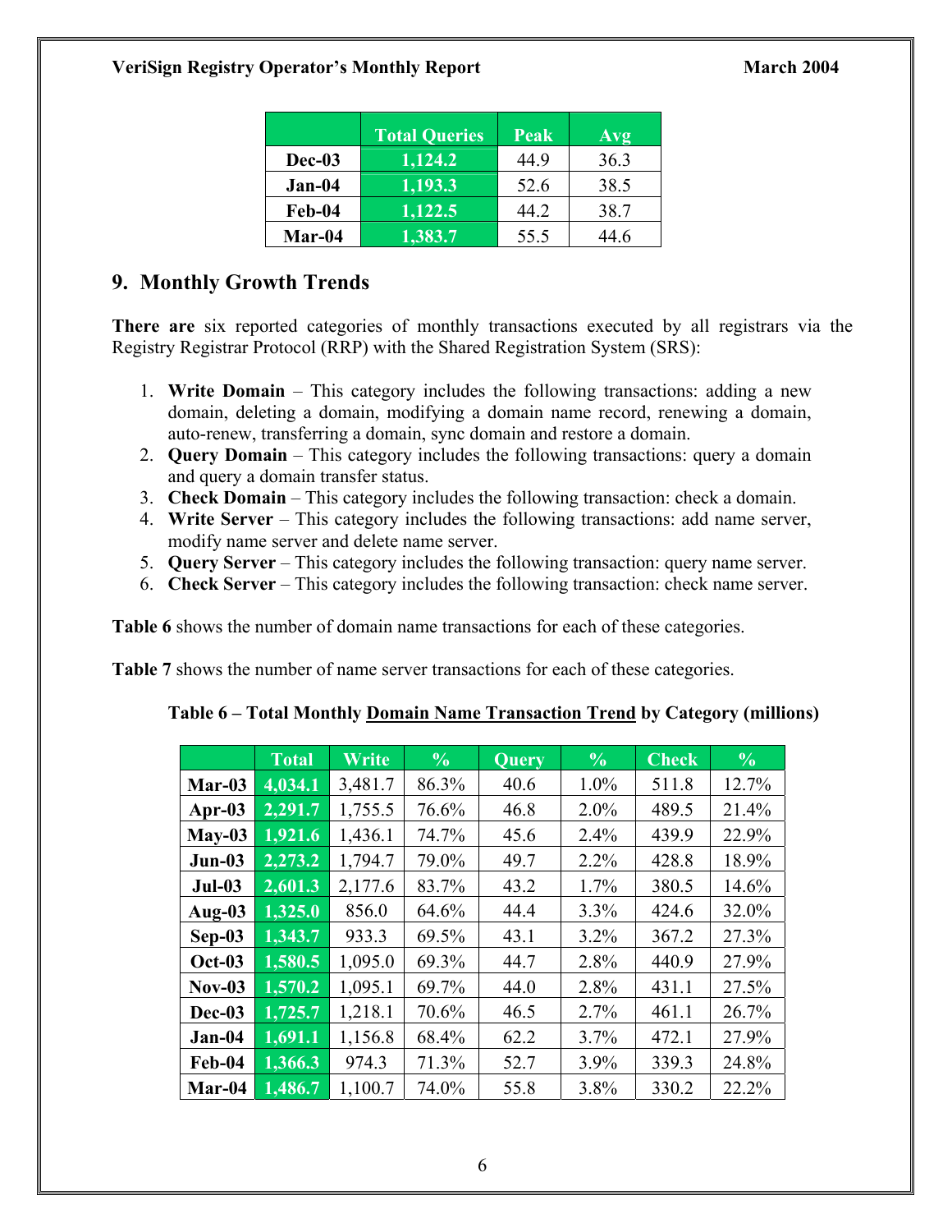| | Total Queries | Peak | Avg |
|---|---|---|---|
| **Dec-03** | **1,124.2** | 44.9 | 36.3 |
| **Jan-04** | **1,193.3** | 52.6 | 38.5 |
| **Feb-04** | **1,122.5** | 44.2 | 38.7 |
| **Mar-04** | **1,383.7** | 55.5 | 44.6 |

## 9. Monthly Growth Trends

**There are** six reported categories of monthly transactions executed by all registrars via the Registry Registrar Protocol (RRP) with the Shared Registration System (SRS):

1. **Write Domain** – This category includes the following transactions: adding a new domain, deleting a domain, modifying a domain name record, renewing a domain, auto-renew, transferring a domain, sync domain and restore a domain.
2. **Query Domain** – This category includes the following transactions: query a domain and query a domain transfer status.
3. **Check Domain** – This category includes the following transaction: check a domain.
4. **Write Server** – This category includes the following transactions: add name server, modify name server and delete name server.
5. **Query Server** – This category includes the following transaction: query name server.
6. **Check Server** – This category includes the following transaction: check name server.

**Table 6** shows the number of domain name transactions for each of these categories.

**Table 7** shows the number of name server transactions for each of these categories.

**Table 6 – Total Monthly Domain Name Transaction Trend by Category (millions)**

| | Total | Write | % | Query | % | Check | % |
|---|---|---|---|---|---|---|---|
| **Mar-03** | **4,034.1** | 3,481.7 | 86.3% | 40.6 | 1.0% | 511.8 | 12.7% |
| **Apr-03** | **2,291.7** | 1,755.5 | 76.6% | 46.8 | 2.0% | 489.5 | 21.4% |
| **May-03** | **1,921.6** | 1,436.1 | 74.7% | 45.6 | 2.4% | 439.9 | 22.9% |
| **Jun-03** | **2,273.2** | 1,794.7 | 79.0% | 49.7 | 2.2% | 428.8 | 18.9% |
| **Jul-03** | **2,601.3** | 2,177.6 | 83.7% | 43.2 | 1.7% | 380.5 | 14.6% |
| **Aug-03** | **1,325.0** | 856.0 | 64.6% | 44.4 | 3.3% | 424.6 | 32.0% |
| **Sep-03** | **1,343.7** | 933.3 | 69.5% | 43.1 | 3.2% | 367.2 | 27.3% |
| **Oct-03** | **1,580.5** | 1,095.0 | 69.3% | 44.7 | 2.8% | 440.9 | 27.9% |
| **Nov-03** | **1,570.2** | 1,095.1 | 69.7% | 44.0 | 2.8% | 431.1 | 27.5% |
| **Dec-03** | **1,725.7** | 1,218.1 | 70.6% | 46.5 | 2.7% | 461.1 | 26.7% |
| **Jan-04** | **1,691.1** | 1,156.8 | 68.4% | 62.2 | 3.7% | 472.1 | 27.9% |
| **Feb-04** | **1,366.3** | 974.3 | 71.3% | 52.7 | 3.9% | 339.3 | 24.8% |
| **Mar-04** | **1,486.7** | 1,100.7 | 74.0% | 55.8 | 3.8% | 330.2 | 22.2% |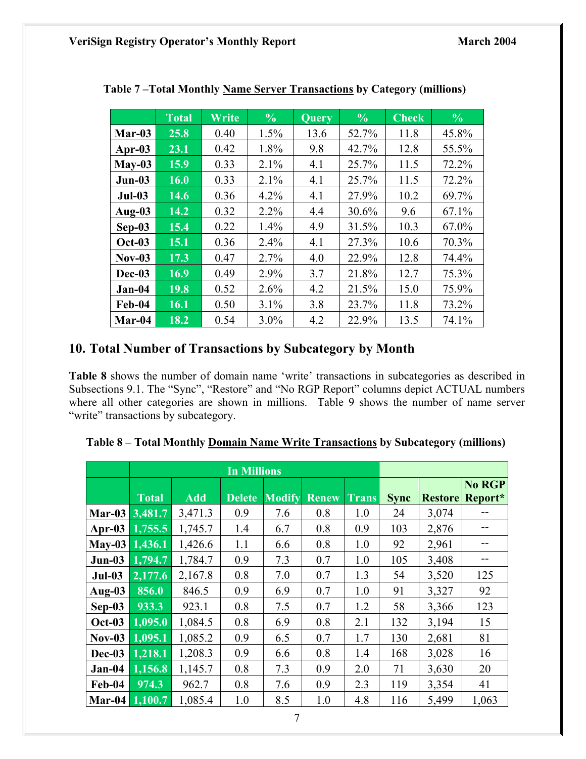**Table 7 –Total Monthly Name Server Transactions by Category (millions)**

| | Total | Write | % | Query | % | Check | % |
|---|---|---|---|---|---|---|---|
| **Mar-03** | **25.8** | 0.40 | 1.5% | 13.6 | 52.7% | 11.8 | 45.8% |
| **Apr-03** | **23.1** | 0.42 | 1.8% | 9.8 | 42.7% | 12.8 | 55.5% |
| **May-03** | **15.9** | 0.33 | 2.1% | 4.1 | 25.7% | 11.5 | 72.2% |
| **Jun-03** | **16.0** | 0.33 | 2.1% | 4.1 | 25.7% | 11.5 | 72.2% |
| **Jul-03** | **14.6** | 0.36 | 4.2% | 4.1 | 27.9% | 10.2 | 69.7% |
| **Aug-03** | **14.2** | 0.32 | 2.2% | 4.4 | 30.6% | 9.6 | 67.1% |
| **Sep-03** | **15.4** | 0.22 | 1.4% | 4.9 | 31.5% | 10.3 | 67.0% |
| **Oct-03** | **15.1** | 0.36 | 2.4% | 4.1 | 27.3% | 10.6 | 70.3% |
| **Nov-03** | **17.3** | 0.47 | 2.7% | 4.0 | 22.9% | 12.8 | 74.4% |
| **Dec-03** | **16.9** | 0.49 | 2.9% | 3.7 | 21.8% | 12.7 | 75.3% |
| **Jan-04** | **19.8** | 0.52 | 2.6% | 4.2 | 21.5% | 15.0 | 75.9% |
| **Feb-04** | **16.1** | 0.50 | 3.1% | 3.8 | 23.7% | 11.8 | 73.2% |
| **Mar-04** | **18.2** | 0.54 | 3.0% | 4.2 | 22.9% | 13.5 | 74.1% |

## 10. Total Number of Transactions by Subcategory by Month

**Table 8** shows the number of domain name 'write' transactions in subcategories as described in Subsections 9.1. The "Sync", "Restore" and "No RGP Report" columns depict ACTUAL numbers where all other categories are shown in millions. Table 9 shows the number of name server "write" transactions by subcategory.

**Table 8 – Total Monthly Domain Name Write Transactions by Subcategory (millions)**

| | In Millions | | | | | | | | |
|---|---|---|---|---|---|---|---|---|---|
| | Total | Add | Delete | Modify | Renew | Trans | Sync | Restore | No RGP Report* |
| **Mar-03** | **3,481.7** | 3,471.3 | 0.9 | 7.6 | 0.8 | 1.0 | 24 | 3,074 | -- |
| **Apr-03** | **1,755.5** | 1,745.7 | 1.4 | 6.7 | 0.8 | 0.9 | 103 | 2,876 | -- |
| **May-03** | **1,436.1** | 1,426.6 | 1.1 | 6.6 | 0.8 | 1.0 | 92 | 2,961 | -- |
| **Jun-03** | **1,794.7** | 1,784.7 | 0.9 | 7.3 | 0.7 | 1.0 | 105 | 3,408 | -- |
| **Jul-03** | **2,177.6** | 2,167.8 | 0.8 | 7.0 | 0.7 | 1.3 | 54 | 3,520 | 125 |
| **Aug-03** | **856.0** | 846.5 | 0.9 | 6.9 | 0.7 | 1.0 | 91 | 3,327 | 92 |
| **Sep-03** | **933.3** | 923.1 | 0.8 | 7.5 | 0.7 | 1.2 | 58 | 3,366 | 123 |
| **Oct-03** | **1,095.0** | 1,084.5 | 0.8 | 6.9 | 0.8 | 2.1 | 132 | 3,194 | 15 |
| **Nov-03** | **1,095.1** | 1,085.2 | 0.9 | 6.5 | 0.7 | 1.7 | 130 | 2,681 | 81 |
| **Dec-03** | **1,218.1** | 1,208.3 | 0.9 | 6.6 | 0.8 | 1.4 | 168 | 3,028 | 16 |
| **Jan-04** | **1,156.8** | 1,145.7 | 0.8 | 7.3 | 0.9 | 2.0 | 71 | 3,630 | 20 |
| **Feb-04** | **974.3** | 962.7 | 0.8 | 7.6 | 0.9 | 2.3 | 119 | 3,354 | 41 |
| **Mar-04** | **1,100.7** | 1,085.4 | 1.0 | 8.5 | 1.0 | 4.8 | 116 | 5,499 | 1,063 |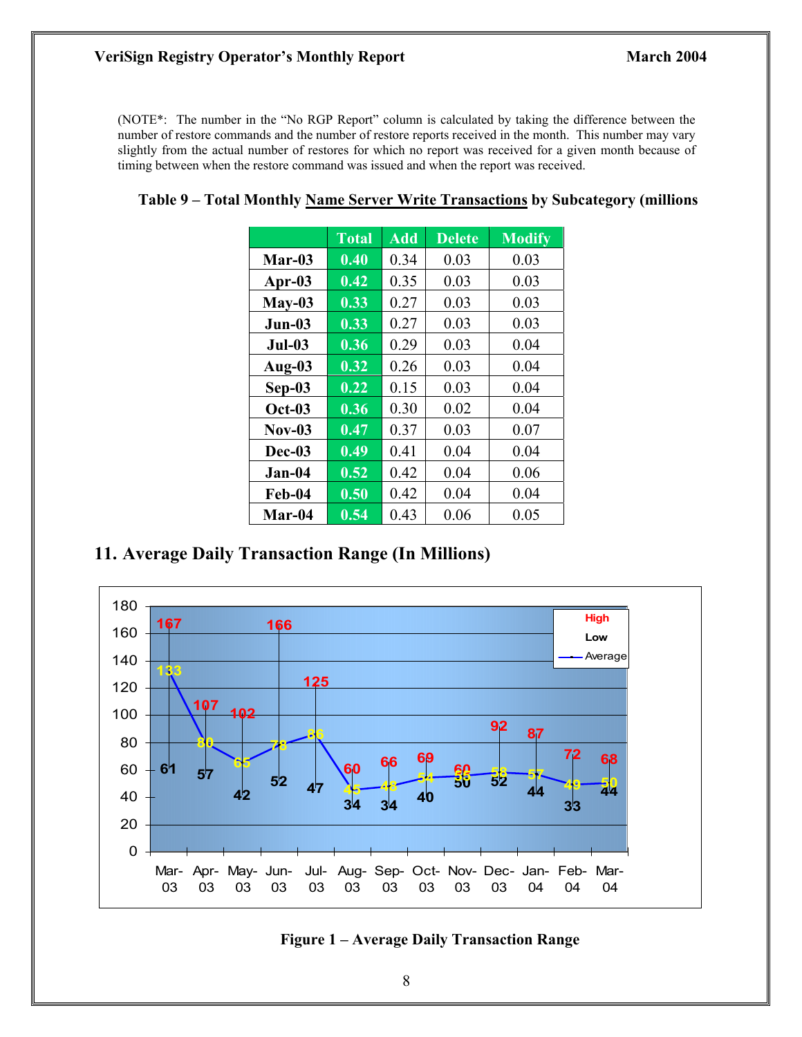(NOTE*: The number in the "No RGP Report" column is calculated by taking the difference between the number of restore commands and the number of restore reports received in the month. This number may vary slightly from the actual number of restores for which no report was received for a given month because of timing between when the restore command was issued and when the report was received.

**Table 9 – Total Monthly Name Server Write Transactions by Subcategory (millions**

| | Total | Add | Delete | Modify |
|---|---|---|---|---|
| **Mar-03** | 0.40 | 0.34 | 0.03 | 0.03 |
| **Apr-03** | 0.42 | 0.35 | 0.03 | 0.03 |
| **May-03** | 0.33 | 0.27 | 0.03 | 0.03 |
| **Jun-03** | 0.33 | 0.27 | 0.03 | 0.03 |
| **Jul-03** | 0.36 | 0.29 | 0.03 | 0.04 |
| **Aug-03** | 0.32 | 0.26 | 0.03 | 0.04 |
| **Sep-03** | 0.22 | 0.15 | 0.03 | 0.04 |
| **Oct-03** | 0.36 | 0.30 | 0.02 | 0.04 |
| **Nov-03** | 0.47 | 0.37 | 0.03 | 0.07 |
| **Dec-03** | 0.49 | 0.41 | 0.04 | 0.04 |
| **Jan-04** | 0.52 | 0.42 | 0.04 | 0.06 |
| **Feb-04** | 0.50 | 0.42 | 0.04 | 0.04 |
| **Mar-04** | 0.54 | 0.43 | 0.06 | 0.05 |

## 11. Average Daily Transaction Range (In Millions)

| | High | Low | Average |
|---|---|---|---|
| Mar-03 | 167 | 61 | 133 |
| Apr-03 | 107 | 57 | 80 |
| May-03 | 102 | 42 | 65 |
| Jun-03 | 166 | 52 | 78 |
| Jul-03 | 125 | 47 | 86 |
| Aug-03 | 60 | 34 | 45 |
| Sep-03 | 66 | 34 | 48 |
| Oct-03 | 69 | 40 | 54 |
| Nov-03 | 60 | 50 | 55 |
| Dec-03 | 92 | 52 | 58 |
| Jan-04 | 87 | 44 | 57 |
| Feb-04 | 72 | 33 | 49 |
| Mar-04 | 68 | 44 | 50 |

**Figure 1 – Average Daily Transaction Range**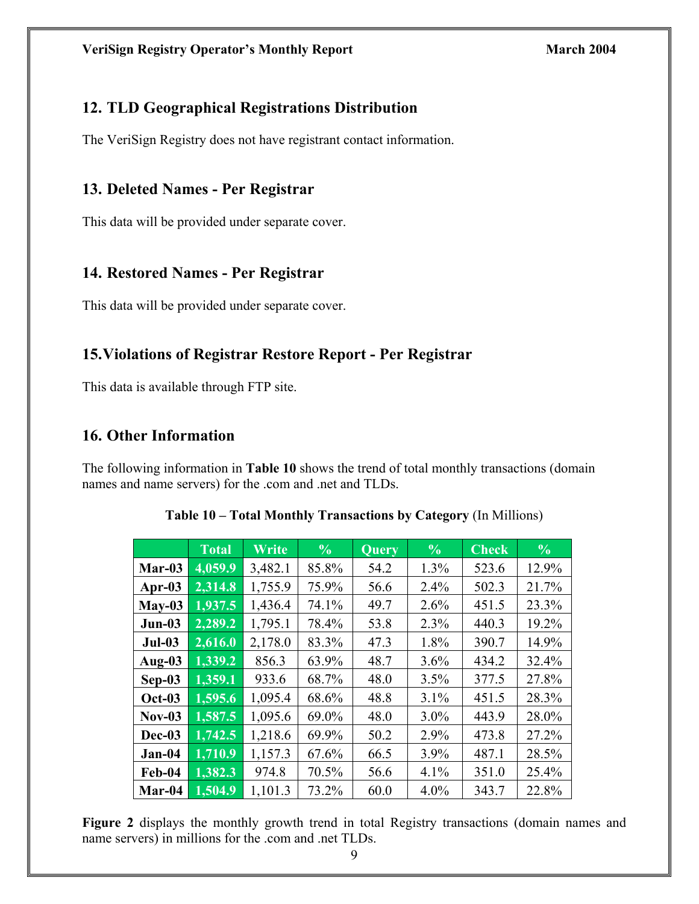## 12. TLD Geographical Registrations Distribution

The VeriSign Registry does not have registrant contact information.

## 13. Deleted Names - Per Registrar

This data will be provided under separate cover.

## 14. Restored Names - Per Registrar

This data will be provided under separate cover.

## 15.Violations of Registrar Restore Report - Per Registrar

This data is available through FTP site.

## 16. Other Information

The following information in **Table 10** shows the trend of total monthly transactions (domain names and name servers) for the .com and .net and TLDs.

**Table 10 – Total Monthly Transactions by Category** (In Millions)

| | Total | Write | % | Query | % | Check | % |
|---|---|---|---|---|---|---|---|
| **Mar-03** | 4,059.9 | 3,482.1 | 85.8% | 54.2 | 1.3% | 523.6 | 12.9% |
| **Apr-03** | 2,314.8 | 1,755.9 | 75.9% | 56.6 | 2.4% | 502.3 | 21.7% |
| **May-03** | 1,937.5 | 1,436.4 | 74.1% | 49.7 | 2.6% | 451.5 | 23.3% |
| **Jun-03** | 2,289.2 | 1,795.1 | 78.4% | 53.8 | 2.3% | 440.3 | 19.2% |
| **Jul-03** | 2,616.0 | 2,178.0 | 83.3% | 47.3 | 1.8% | 390.7 | 14.9% |
| **Aug-03** | 1,339.2 | 856.3 | 63.9% | 48.7 | 3.6% | 434.2 | 32.4% |
| **Sep-03** | 1,359.1 | 933.6 | 68.7% | 48.0 | 3.5% | 377.5 | 27.8% |
| **Oct-03** | 1,595.6 | 1,095.4 | 68.6% | 48.8 | 3.1% | 451.5 | 28.3% |
| **Nov-03** | 1,587.5 | 1,095.6 | 69.0% | 48.0 | 3.0% | 443.9 | 28.0% |
| **Dec-03** | 1,742.5 | 1,218.6 | 69.9% | 50.2 | 2.9% | 473.8 | 27.2% |
| **Jan-04** | 1,710.9 | 1,157.3 | 67.6% | 66.5 | 3.9% | 487.1 | 28.5% |
| **Feb-04** | 1,382.3 | 974.8 | 70.5% | 56.6 | 4.1% | 351.0 | 25.4% |
| **Mar-04** | 1,504.9 | 1,101.3 | 73.2% | 60.0 | 4.0% | 343.7 | 22.8% |

**Figure 2** displays the monthly growth trend in total Registry transactions (domain names and name servers) in millions for the .com and .net TLDs.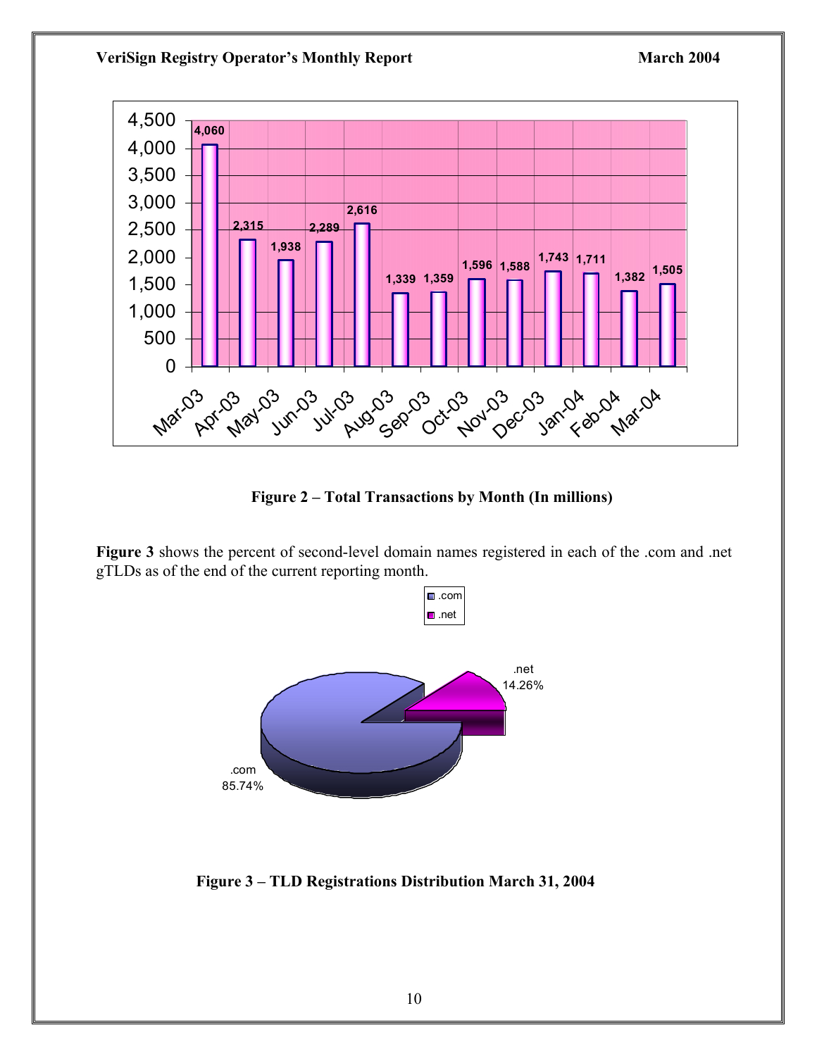| Month | Total Transactions (In millions) |
| --- | --- |
| Mar-03 | 4,060 |
| Apr-03 | 2,315 |
| May-03 | 1,938 |
| Jun-03 | 2,289 |
| Jul-03 | 2,616 |
| Aug-03 | 1,339 |
| Sep-03 | 1,359 |
| Oct-03 | 1,596 |
| Nov-03 | 1,588 |
| Dec-03 | 1,743 |
| Jan-04 | 1,711 |
| Feb-04 | 1,382 |
| Mar-04 | 1,505 |

**Figure 2 – Total Transactions by Month (In millions)**

**Figure 3** shows the percent of second-level domain names registered in each of the .com and .net gTLDs as of the end of the current reporting month.

| TLD | Percent |
| --- | --- |
| .com | 85.74% |
| .net | 14.26% |

**Figure 3 – TLD Registrations Distribution March 31, 2004**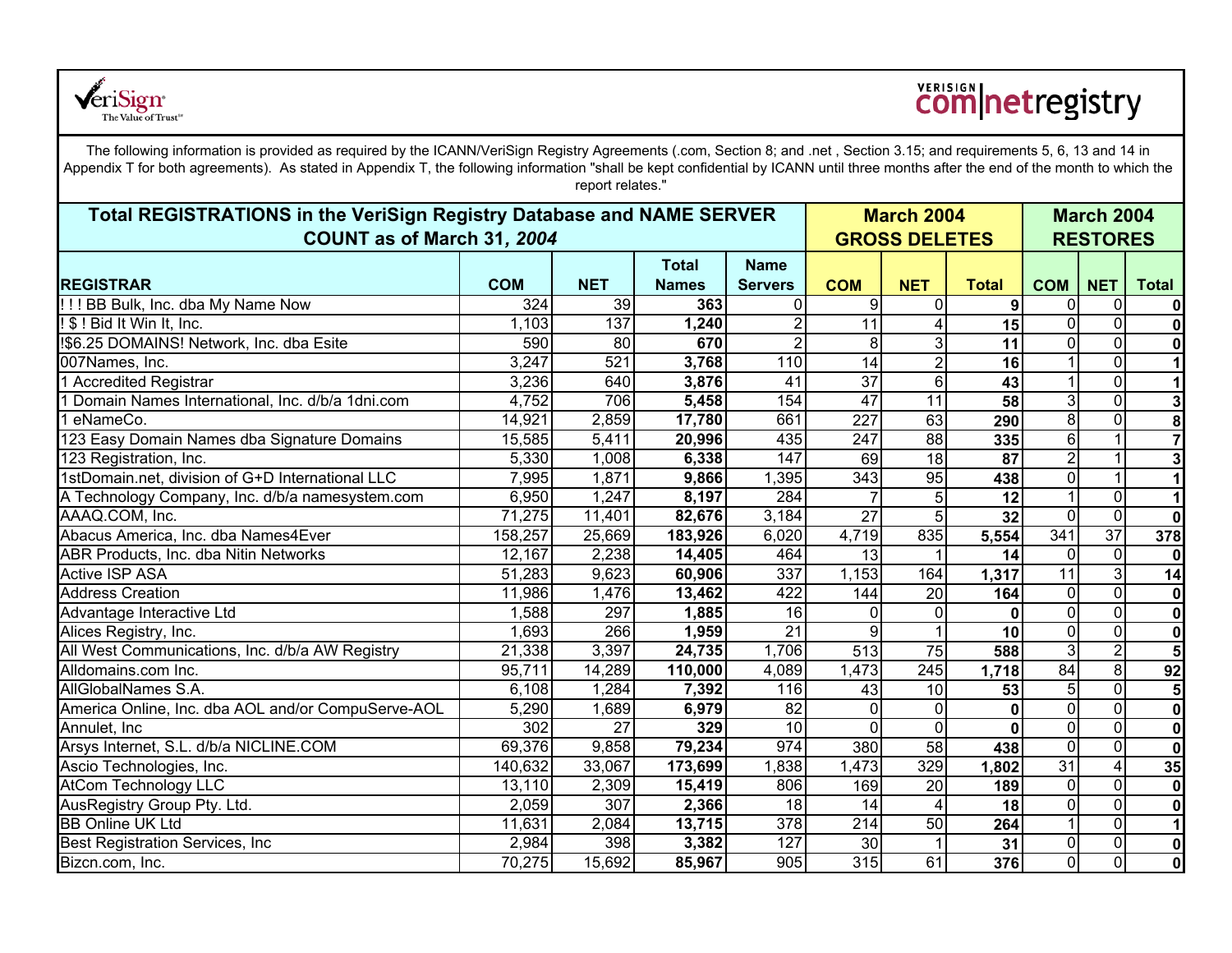VeriSign The Value of Trust

VERISIGN com|netregistry

The following information is provided as required by the ICANN/VeriSign Registry Agreements (.com, Section 8; and .net , Section 3.15; and requirements 5, 6, 13 and 14 in Appendix T for both agreements). As stated in Appendix T, the following information "shall be kept confidential by ICANN until three months after the end of the month to which the report relates."

| **Total REGISTRATIONS in the VeriSign Registry Database and NAME SERVER COUNT as of March 31, *2004*** | | | | | **March 2004 GROSS DELETES** | | | **March 2004 RESTORES** | | |
|---|---|---|---|---|---|---|---|---|---|---|
| **REGISTRAR** | **COM** | **NET** | **Total Names** | **Name Servers** | **COM** | **NET** | **Total** | **COM** | **NET** | **Total** |
| ! ! ! BB Bulk, Inc. dba My Name Now | 324 | 39 | **363** | 0 | 9 | 0 | **9** | 0 | 0 | **0** |
| ! $ ! Bid It Win It, Inc. | 1,103 | 137 | **1,240** | 2 | 11 | 4 | **15** | 0 | 0 | **0** |
| !$6.25 DOMAINS! Network, Inc. dba Esite | 590 | 80 | **670** | 2 | 8 | 3 | **11** | 0 | 0 | **0** |
| 007Names, Inc. | 3,247 | 521 | **3,768** | 110 | 14 | 2 | **16** | 1 | 0 | **1** |
| 1 Accredited Registrar | 3,236 | 640 | **3,876** | 41 | 37 | 6 | **43** | 1 | 0 | **1** |
| 1 Domain Names International, Inc. d/b/a 1dni.com | 4,752 | 706 | **5,458** | 154 | 47 | 11 | **58** | 3 | 0 | **3** |
| 1 eNameCo. | 14,921 | 2,859 | **17,780** | 661 | 227 | 63 | **290** | 8 | 0 | **8** |
| 123 Easy Domain Names dba Signature Domains | 15,585 | 5,411 | **20,996** | 435 | 247 | 88 | **335** | 6 | 1 | **7** |
| 123 Registration, Inc. | 5,330 | 1,008 | **6,338** | 147 | 69 | 18 | **87** | 2 | 1 | **3** |
| 1stDomain.net, division of G+D International LLC | 7,995 | 1,871 | **9,866** | 1,395 | 343 | 95 | **438** | 0 | 1 | **1** |
| A Technology Company, Inc. d/b/a namesystem.com | 6,950 | 1,247 | **8,197** | 284 | 7 | 5 | **12** | 1 | 0 | **1** |
| AAAQ.COM, Inc. | 71,275 | 11,401 | **82,676** | 3,184 | 27 | 5 | **32** | 0 | 0 | **0** |
| Abacus America, Inc. dba Names4Ever | 158,257 | 25,669 | **183,926** | 6,020 | 4,719 | 835 | **5,554** | 341 | 37 | **378** |
| ABR Products, Inc. dba Nitin Networks | 12,167 | 2,238 | **14,405** | 464 | 13 | 1 | **14** | 0 | 0 | **0** |
| Active ISP ASA | 51,283 | 9,623 | **60,906** | 337 | 1,153 | 164 | **1,317** | 11 | 3 | **14** |
| Address Creation | 11,986 | 1,476 | **13,462** | 422 | 144 | 20 | **164** | 0 | 0 | **0** |
| Advantage Interactive Ltd | 1,588 | 297 | **1,885** | 16 | 0 | 0 | **0** | 0 | 0 | **0** |
| Alices Registry, Inc. | 1,693 | 266 | **1,959** | 21 | 9 | 1 | **10** | 0 | 0 | **0** |
| All West Communications, Inc. d/b/a AW Registry | 21,338 | 3,397 | **24,735** | 1,706 | 513 | 75 | **588** | 3 | 2 | **5** |
| Alldomains.com Inc. | 95,711 | 14,289 | **110,000** | 4,089 | 1,473 | 245 | **1,718** | 84 | 8 | **92** |
| AllGlobalNames S.A. | 6,108 | 1,284 | **7,392** | 116 | 43 | 10 | **53** | 5 | 0 | **5** |
| America Online, Inc. dba AOL and/or CompuServe-AOL | 5,290 | 1,689 | **6,979** | 82 | 0 | 0 | **0** | 0 | 0 | **0** |
| Annulet, Inc | 302 | 27 | **329** | 10 | 0 | 0 | **0** | 0 | 0 | **0** |
| Arsys Internet, S.L. d/b/a NICLINE.COM | 69,376 | 9,858 | **79,234** | 974 | 380 | 58 | **438** | 0 | 0 | **0** |
| Ascio Technologies, Inc. | 140,632 | 33,067 | **173,699** | 1,838 | 1,473 | 329 | **1,802** | 31 | 4 | **35** |
| AtCom Technology LLC | 13,110 | 2,309 | **15,419** | 806 | 169 | 20 | **189** | 0 | 0 | **0** |
| AusRegistry Group Pty. Ltd. | 2,059 | 307 | **2,366** | 18 | 14 | 4 | **18** | 0 | 0 | **0** |
| BB Online UK Ltd | 11,631 | 2,084 | **13,715** | 378 | 214 | 50 | **264** | 1 | 0 | **1** |
| Best Registration Services, Inc | 2,984 | 398 | **3,382** | 127 | 30 | 1 | **31** | 0 | 0 | **0** |
| Bizcn.com, Inc. | 70,275 | 15,692 | **85,967** | 905 | 315 | 61 | **376** | 0 | 0 | **0** |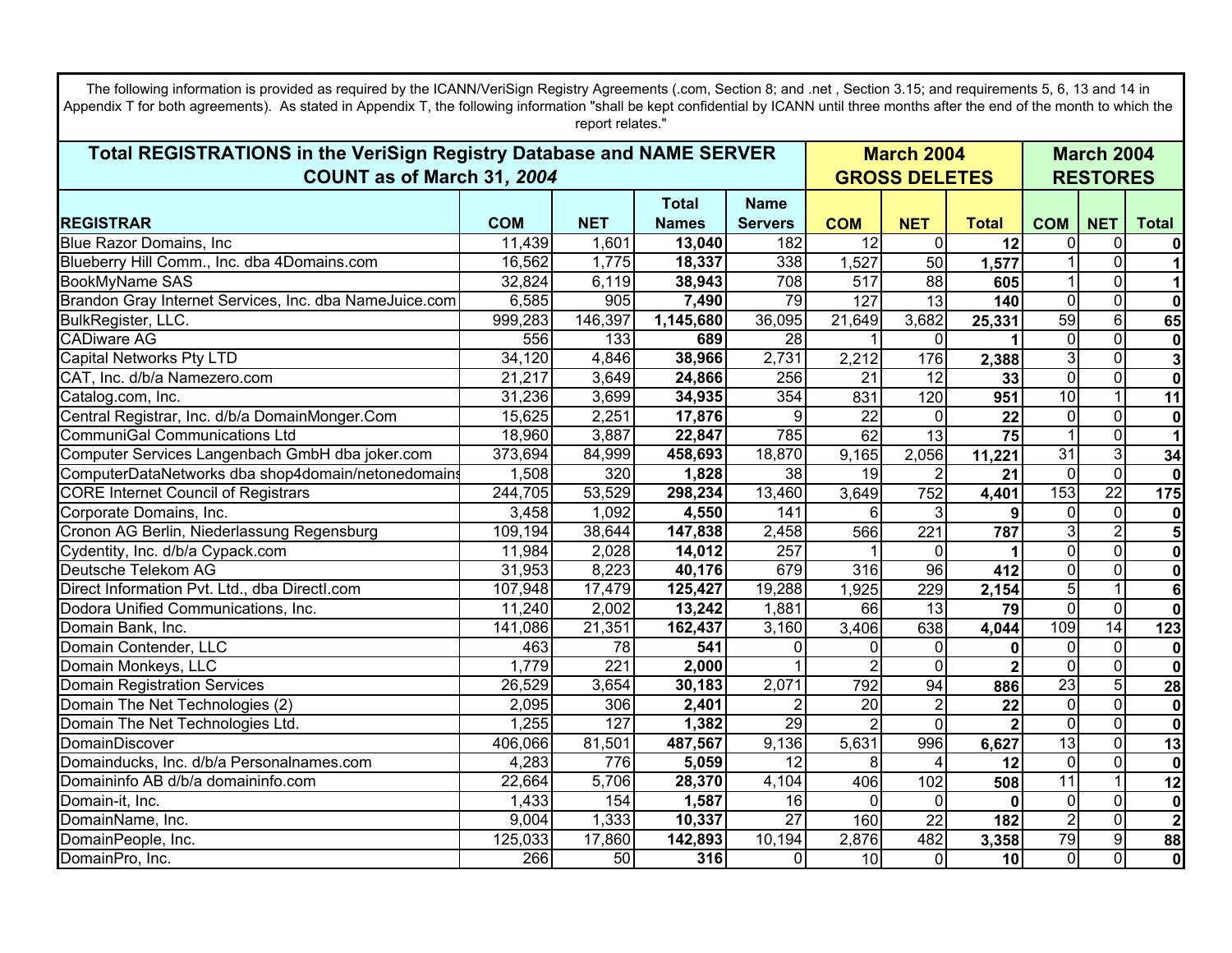The following information is provided as required by the ICANN/VeriSign Registry Agreements (.com, Section 8; and .net , Section 3.15; and requirements 5, 6, 13 and 14 in Appendix T for both agreements). As stated in Appendix T, the following information "shall be kept confidential by ICANN until three months after the end of the month to which the report relates."

| Total REGISTRATIONS in the VeriSign Registry Database and NAME SERVER COUNT as of March 31, *2004* | | | | | March 2004 GROSS DELETES | | | March 2004 RESTORES | | |
|---|---|---|---|---|---|---|---|---|---|---|
| **REGISTRAR** | **COM** | **NET** | **Total Names** | **Name Servers** | **COM** | **NET** | **Total** | **COM** | **NET** | **Total** |
| Blue Razor Domains, Inc | 11,439 | 1,601 | **13,040** | 182 | 12 | 0 | **12** | 0 | 0 | **0** |
| Blueberry Hill Comm., Inc. dba 4Domains.com | 16,562 | 1,775 | **18,337** | 338 | 1,527 | 50 | **1,577** | 1 | 0 | **1** |
| BookMyName SAS | 32,824 | 6,119 | **38,943** | 708 | 517 | 88 | **605** | 1 | 0 | **1** |
| Brandon Gray Internet Services, Inc. dba NameJuice.com | 6,585 | 905 | **7,490** | 79 | 127 | 13 | **140** | 0 | 0 | **0** |
| BulkRegister, LLC. | 999,283 | 146,397 | **1,145,680** | 36,095 | 21,649 | 3,682 | **25,331** | 59 | 6 | **65** |
| CADiware AG | 556 | 133 | **689** | 28 | 1 | 0 | **1** | 0 | 0 | **0** |
| Capital Networks Pty LTD | 34,120 | 4,846 | **38,966** | 2,731 | 2,212 | 176 | **2,388** | 3 | 0 | **3** |
| CAT, Inc. d/b/a Namezero.com | 21,217 | 3,649 | **24,866** | 256 | 21 | 12 | **33** | 0 | 0 | **0** |
| Catalog.com, Inc. | 31,236 | 3,699 | **34,935** | 354 | 831 | 120 | **951** | 10 | 1 | **11** |
| Central Registrar, Inc. d/b/a DomainMonger.Com | 15,625 | 2,251 | **17,876** | 9 | 22 | 0 | **22** | 0 | 0 | **0** |
| CommuniGal Communications Ltd | 18,960 | 3,887 | **22,847** | 785 | 62 | 13 | **75** | 1 | 0 | **1** |
| Computer Services Langenbach GmbH dba joker.com | 373,694 | 84,999 | **458,693** | 18,870 | 9,165 | 2,056 | **11,221** | 31 | 3 | **34** |
| ComputerDataNetworks dba shop4domain/netonedomains | 1,508 | 320 | **1,828** | 38 | 19 | 2 | **21** | 0 | 0 | **0** |
| CORE Internet Council of Registrars | 244,705 | 53,529 | **298,234** | 13,460 | 3,649 | 752 | **4,401** | 153 | 22 | **175** |
| Corporate Domains, Inc. | 3,458 | 1,092 | **4,550** | 141 | 6 | 3 | **9** | 0 | 0 | **0** |
| Cronon AG Berlin, Niederlassung Regensburg | 109,194 | 38,644 | **147,838** | 2,458 | 566 | 221 | **787** | 3 | 2 | **5** |
| Cydentity, Inc. d/b/a Cypack.com | 11,984 | 2,028 | **14,012** | 257 | 1 | 0 | **1** | 0 | 0 | **0** |
| Deutsche Telekom AG | 31,953 | 8,223 | **40,176** | 679 | 316 | 96 | **412** | 0 | 0 | **0** |
| Direct Information Pvt. Ltd., dba DirectI.com | 107,948 | 17,479 | **125,427** | 19,288 | 1,925 | 229 | **2,154** | 5 | 1 | **6** |
| Dodora Unified Communications, Inc. | 11,240 | 2,002 | **13,242** | 1,881 | 66 | 13 | **79** | 0 | 0 | **0** |
| Domain Bank, Inc. | 141,086 | 21,351 | **162,437** | 3,160 | 3,406 | 638 | **4,044** | 109 | 14 | **123** |
| Domain Contender, LLC | 463 | 78 | **541** | 0 | 0 | 0 | **0** | 0 | 0 | **0** |
| Domain Monkeys, LLC | 1,779 | 221 | **2,000** | 1 | 2 | 0 | **2** | 0 | 0 | **0** |
| Domain Registration Services | 26,529 | 3,654 | **30,183** | 2,071 | 792 | 94 | **886** | 23 | 5 | **28** |
| Domain The Net Technologies (2) | 2,095 | 306 | **2,401** | 2 | 20 | 2 | **22** | 0 | 0 | **0** |
| Domain The Net Technologies Ltd. | 1,255 | 127 | **1,382** | 29 | 2 | 0 | **2** | 0 | 0 | **0** |
| DomainDiscover | 406,066 | 81,501 | **487,567** | 9,136 | 5,631 | 996 | **6,627** | 13 | 0 | **13** |
| Domainducks, Inc. d/b/a Personalnames.com | 4,283 | 776 | **5,059** | 12 | 8 | 4 | **12** | 0 | 0 | **0** |
| Domaininfo AB d/b/a domaininfo.com | 22,664 | 5,706 | **28,370** | 4,104 | 406 | 102 | **508** | 11 | 1 | **12** |
| Domain-it, Inc. | 1,433 | 154 | **1,587** | 16 | 0 | 0 | **0** | 0 | 0 | **0** |
| DomainName, Inc. | 9,004 | 1,333 | **10,337** | 27 | 160 | 22 | **182** | 2 | 0 | **2** |
| DomainPeople, Inc. | 125,033 | 17,860 | **142,893** | 10,194 | 2,876 | 482 | **3,358** | 79 | 9 | **88** |
| DomainPro, Inc. | 266 | 50 | **316** | 0 | 10 | 0 | **10** | 0 | 0 | **0** |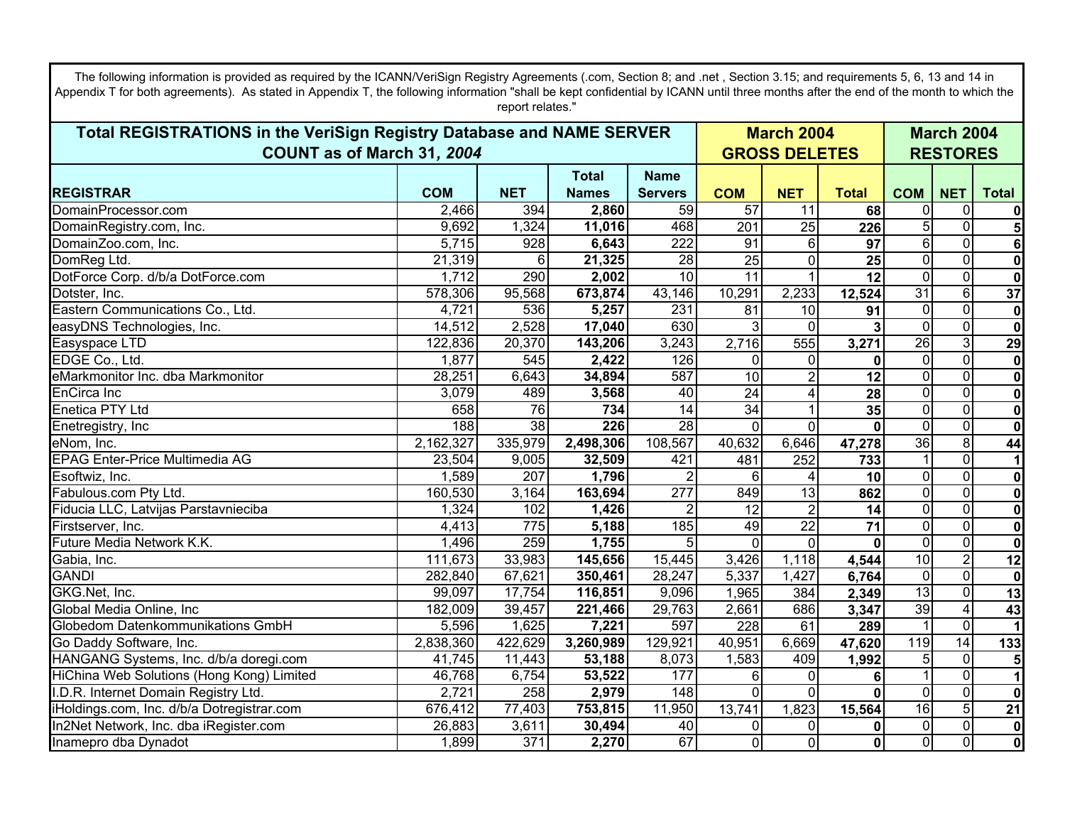The following information is provided as required by the ICANN/VeriSign Registry Agreements (.com, Section 8; and .net , Section 3.15; and requirements 5, 6, 13 and 14 in Appendix T for both agreements). As stated in Appendix T, the following information "shall be kept confidential by ICANN until three months after the end of the month to which the report relates."

| Total REGISTRATIONS in the VeriSign Registry Database and NAME SERVER COUNT as of March 31, *2004* | | | | | March 2004 GROSS DELETES | | | March 2004 RESTORES | | |
|---|---|---|---|---|---|---|---|---|---|---|
| **REGISTRAR** | **COM** | **NET** | **Total Names** | **Name Servers** | **COM** | **NET** | **Total** | **COM** | **NET** | **Total** |
| DomainProcessor.com | 2,466 | 394 | **2,860** | 59 | 57 | 11 | **68** | 0 | 0 | **0** |
| DomainRegistry.com, Inc. | 9,692 | 1,324 | **11,016** | 468 | 201 | 25 | **226** | 5 | 0 | **5** |
| DomainZoo.com, Inc. | 5,715 | 928 | **6,643** | 222 | 91 | 6 | **97** | 6 | 0 | **6** |
| DomReg Ltd. | 21,319 | 6 | **21,325** | 28 | 25 | 0 | **25** | 0 | 0 | **0** |
| DotForce Corp. d/b/a DotForce.com | 1,712 | 290 | **2,002** | 10 | 11 | 1 | **12** | 0 | 0 | **0** |
| Dotster, Inc. | 578,306 | 95,568 | **673,874** | 43,146 | 10,291 | 2,233 | **12,524** | 31 | 6 | **37** |
| Eastern Communications Co., Ltd. | 4,721 | 536 | **5,257** | 231 | 81 | 10 | **91** | 0 | 0 | **0** |
| easyDNS Technologies, Inc. | 14,512 | 2,528 | **17,040** | 630 | 3 | 0 | **3** | 0 | 0 | **0** |
| Easyspace LTD | 122,836 | 20,370 | **143,206** | 3,243 | 2,716 | 555 | **3,271** | 26 | 3 | **29** |
| EDGE Co., Ltd. | 1,877 | 545 | **2,422** | 126 | 0 | 0 | **0** | 0 | 0 | **0** |
| eMarkmonitor Inc. dba Markmonitor | 28,251 | 6,643 | **34,894** | 587 | 10 | 2 | **12** | 0 | 0 | **0** |
| EnCirca Inc | 3,079 | 489 | **3,568** | 40 | 24 | 4 | **28** | 0 | 0 | **0** |
| Enetica PTY Ltd | 658 | 76 | **734** | 14 | 34 | 1 | **35** | 0 | 0 | **0** |
| Enetregistry, Inc | 188 | 38 | **226** | 28 | 0 | 0 | **0** | 0 | 0 | **0** |
| eNom, Inc. | 2,162,327 | 335,979 | **2,498,306** | 108,567 | 40,632 | 6,646 | **47,278** | 36 | 8 | **44** |
| EPAG Enter-Price Multimedia AG | 23,504 | 9,005 | **32,509** | 421 | 481 | 252 | **733** | 1 | 0 | **1** |
| Esoftwiz, Inc. | 1,589 | 207 | **1,796** | 2 | 6 | 4 | **10** | 0 | 0 | **0** |
| Fabulous.com Pty Ltd. | 160,530 | 3,164 | **163,694** | 277 | 849 | 13 | **862** | 0 | 0 | **0** |
| Fiducia LLC, Latvijas Parstavnieciba | 1,324 | 102 | **1,426** | 2 | 12 | 2 | **14** | 0 | 0 | **0** |
| Firstserver, Inc. | 4,413 | 775 | **5,188** | 185 | 49 | 22 | **71** | 0 | 0 | **0** |
| Future Media Network K.K. | 1,496 | 259 | **1,755** | 5 | 0 | 0 | **0** | 0 | 0 | **0** |
| Gabia, Inc. | 111,673 | 33,983 | **145,656** | 15,445 | 3,426 | 1,118 | **4,544** | 10 | 2 | **12** |
| GANDI | 282,840 | 67,621 | **350,461** | 28,247 | 5,337 | 1,427 | **6,764** | 0 | 0 | **0** |
| GKG.Net, Inc. | 99,097 | 17,754 | **116,851** | 9,096 | 1,965 | 384 | **2,349** | 13 | 0 | **13** |
| Global Media Online, Inc | 182,009 | 39,457 | **221,466** | 29,763 | 2,661 | 686 | **3,347** | 39 | 4 | **43** |
| Globedom Datenkommunikations GmbH | 5,596 | 1,625 | **7,221** | 597 | 228 | 61 | **289** | 1 | 0 | **1** |
| Go Daddy Software, Inc. | 2,838,360 | 422,629 | **3,260,989** | 129,921 | 40,951 | 6,669 | **47,620** | 119 | 14 | **133** |
| HANGANG Systems, Inc. d/b/a doregi.com | 41,745 | 11,443 | **53,188** | 8,073 | 1,583 | 409 | **1,992** | 5 | 0 | **5** |
| HiChina Web Solutions (Hong Kong) Limited | 46,768 | 6,754 | **53,522** | 177 | 6 | 0 | **6** | 1 | 0 | **1** |
| I.D.R. Internet Domain Registry Ltd. | 2,721 | 258 | **2,979** | 148 | 0 | 0 | **0** | 0 | 0 | **0** |
| iHoldings.com, Inc. d/b/a Dotregistrar.com | 676,412 | 77,403 | **753,815** | 11,950 | 13,741 | 1,823 | **15,564** | 16 | 5 | **21** |
| In2Net Network, Inc. dba iRegister.com | 26,883 | 3,611 | **30,494** | 40 | 0 | 0 | **0** | 0 | 0 | **0** |
| Inamepro dba Dynadot | 1,899 | 371 | **2,270** | 67 | 0 | 0 | **0** | 0 | 0 | **0** |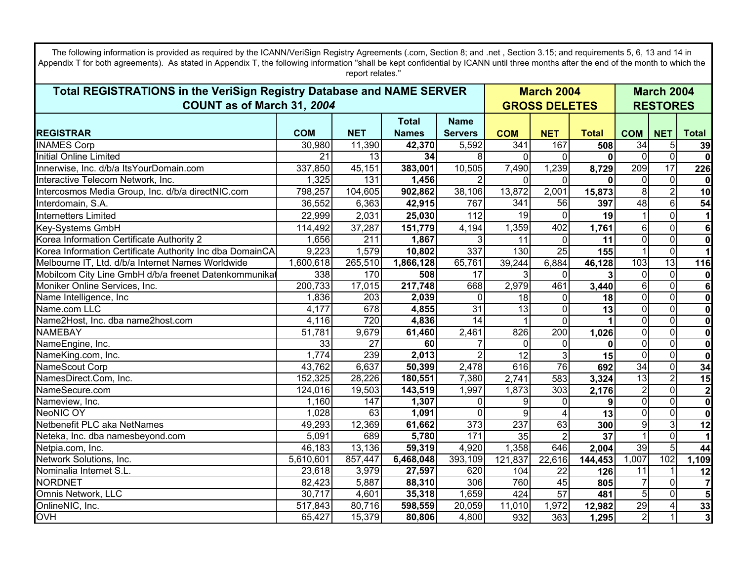The following information is provided as required by the ICANN/VeriSign Registry Agreements (.com, Section 8; and .net , Section 3.15; and requirements 5, 6, 13 and 14 in Appendix T for both agreements). As stated in Appendix T, the following information "shall be kept confidential by ICANN until three months after the end of the month to which the report relates."

| Total REGISTRATIONS in the VeriSign Registry Database and NAME SERVER COUNT as of March 31, *2004* | | | | | March 2004 GROSS DELETES | | | March 2004 RESTORES | | |
|---|---|---|---|---|---|---|---|---|---|---|
| **REGISTRAR** | **COM** | **NET** | **Total Names** | **Name Servers** | **COM** | **NET** | **Total** | **COM** | **NET** | **Total** |
| INAMES Corp | 30,980 | 11,390 | **42,370** | 5,592 | 341 | 167 | **508** | 34 | 5 | **39** |
| Initial Online Limited | 21 | 13 | **34** | 8 | 0 | 0 | **0** | 0 | 0 | **0** |
| Innerwise, Inc. d/b/a ItsYourDomain.com | 337,850 | 45,151 | **383,001** | 10,505 | 7,490 | 1,239 | **8,729** | 209 | 17 | **226** |
| Interactive Telecom Network, Inc. | 1,325 | 131 | **1,456** | 2 | 0 | 0 | **0** | 0 | 0 | **0** |
| Intercosmos Media Group, Inc. d/b/a directNIC.com | 798,257 | 104,605 | **902,862** | 38,106 | 13,872 | 2,001 | **15,873** | 8 | 2 | **10** |
| Interdomain, S.A. | 36,552 | 6,363 | **42,915** | 767 | 341 | 56 | **397** | 48 | 6 | **54** |
| Internetters Limited | 22,999 | 2,031 | **25,030** | 112 | 19 | 0 | **19** | 1 | 0 | **1** |
| Key-Systems GmbH | 114,492 | 37,287 | **151,779** | 4,194 | 1,359 | 402 | **1,761** | 6 | 0 | **6** |
| Korea Information Certificate Authority 2 | 1,656 | 211 | **1,867** | 3 | 11 | 0 | **11** | 0 | 0 | **0** |
| Korea Information Certificate Authority Inc dba DomainCA | 9,223 | 1,579 | **10,802** | 337 | 130 | 25 | **155** | 1 | 0 | **1** |
| Melbourne IT, Ltd. d/b/a Internet Names Worldwide | 1,600,618 | 265,510 | **1,866,128** | 65,761 | 39,244 | 6,884 | **46,128** | 103 | 13 | **116** |
| Mobilcom City Line GmbH d/b/a freenet Datenkommunikat | 338 | 170 | **508** | 17 | 3 | 0 | **3** | 0 | 0 | **0** |
| Moniker Online Services, Inc. | 200,733 | 17,015 | **217,748** | 668 | 2,979 | 461 | **3,440** | 6 | 0 | **6** |
| Name Intelligence, Inc | 1,836 | 203 | **2,039** | 0 | 18 | 0 | **18** | 0 | 0 | **0** |
| Name.com LLC | 4,177 | 678 | **4,855** | 31 | 13 | 0 | **13** | 0 | 0 | **0** |
| Name2Host, Inc. dba name2host.com | 4,116 | 720 | **4,836** | 14 | 1 | 0 | **1** | 0 | 0 | **0** |
| NAMEBAY | 51,781 | 9,679 | **61,460** | 2,461 | 826 | 200 | **1,026** | 0 | 0 | **0** |
| NameEngine, Inc. | 33 | 27 | **60** | 7 | 0 | 0 | **0** | 0 | 0 | **0** |
| NameKing.com, Inc. | 1,774 | 239 | **2,013** | 2 | 12 | 3 | **15** | 0 | 0 | **0** |
| NameScout Corp | 43,762 | 6,637 | **50,399** | 2,478 | 616 | 76 | **692** | 34 | 0 | **34** |
| NamesDirect.Com, Inc. | 152,325 | 28,226 | **180,551** | 7,380 | 2,741 | 583 | **3,324** | 13 | 2 | **15** |
| NameSecure.com | 124,016 | 19,503 | **143,519** | 1,997 | 1,873 | 303 | **2,176** | 2 | 0 | **2** |
| Nameview, Inc. | 1,160 | 147 | **1,307** | 0 | 9 | 0 | **9** | 0 | 0 | **0** |
| NeoNIC OY | 1,028 | 63 | **1,091** | 0 | 9 | 4 | **13** | 0 | 0 | **0** |
| Netbenefit PLC aka NetNames | 49,293 | 12,369 | **61,662** | 373 | 237 | 63 | **300** | 9 | 3 | **12** |
| Neteka, Inc. dba namesbeyond.com | 5,091 | 689 | **5,780** | 171 | 35 | 2 | **37** | 1 | 0 | **1** |
| Netpia.com, Inc. | 46,183 | 13,136 | **59,319** | 4,920 | 1,358 | 646 | **2,004** | 39 | 5 | **44** |
| Network Solutions, Inc. | 5,610,601 | 857,447 | **6,468,048** | 393,109 | 121,837 | 22,616 | **144,453** | 1,007 | 102 | **1,109** |
| Nominalia Internet S.L. | 23,618 | 3,979 | **27,597** | 620 | 104 | 22 | **126** | 11 | 1 | **12** |
| NORDNET | 82,423 | 5,887 | **88,310** | 306 | 760 | 45 | **805** | 7 | 0 | **7** |
| Omnis Network, LLC | 30,717 | 4,601 | **35,318** | 1,659 | 424 | 57 | **481** | 5 | 0 | **5** |
| OnlineNIC, Inc. | 517,843 | 80,716 | **598,559** | 20,059 | 11,010 | 1,972 | **12,982** | 29 | 4 | **33** |
| OVH | 65,427 | 15,379 | **80,806** | 4,800 | 932 | 363 | **1,295** | 2 | 1 | **3** |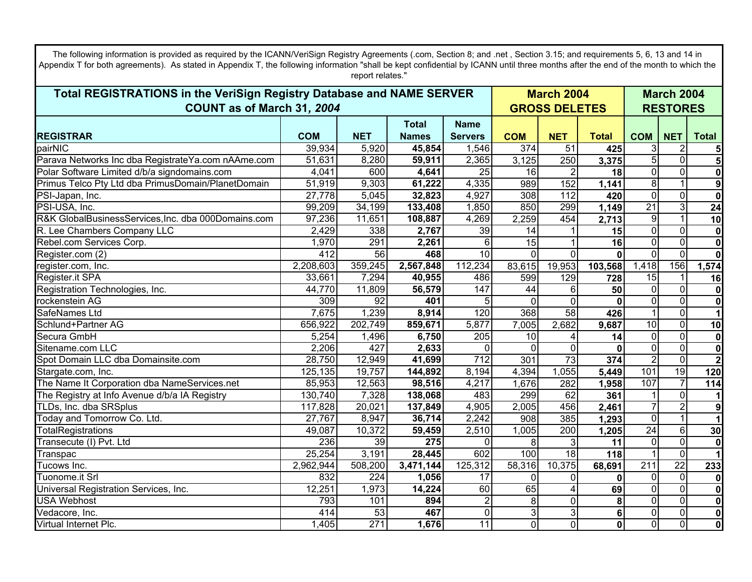The following information is provided as required by the ICANN/VeriSign Registry Agreements (.com, Section 8; and .net , Section 3.15; and requirements 5, 6, 13 and 14 in Appendix T for both agreements). As stated in Appendix T, the following information "shall be kept confidential by ICANN until three months after the end of the month to which the report relates."

| **Total REGISTRATIONS in the VeriSign Registry Database and NAME SERVER COUNT as of March 31, *2004*** | | | | | **March 2004 GROSS DELETES** | | | **March 2004 RESTORES** | | |
|---|---|---|---|---|---|---|---|---|---|---|
| **REGISTRAR** | **COM** | **NET** | **Total Names** | **Name Servers** | **COM** | **NET** | **Total** | **COM** | **NET** | **Total** |
| pairNIC | 39,934 | 5,920 | **45,854** | 1,546 | 374 | 51 | **425** | 3 | 2 | **5** |
| Parava Networks Inc dba RegistrateYa.com nAAme.com | 51,631 | 8,280 | **59,911** | 2,365 | 3,125 | 250 | **3,375** | 5 | 0 | **5** |
| Polar Software Limited d/b/a signdomains.com | 4,041 | 600 | **4,641** | 25 | 16 | 2 | **18** | 0 | 0 | **0** |
| Primus Telco Pty Ltd dba PrimusDomain/PlanetDomain | 51,919 | 9,303 | **61,222** | 4,335 | 989 | 152 | **1,141** | 8 | 1 | **9** |
| PSI-Japan, Inc. | 27,778 | 5,045 | **32,823** | 4,927 | 308 | 112 | **420** | 0 | 0 | **0** |
| PSI-USA, Inc. | 99,209 | 34,199 | **133,408** | 1,850 | 850 | 299 | **1,149** | 21 | 3 | **24** |
| R&K GlobalBusinessServices,Inc. dba 000Domains.com | 97,236 | 11,651 | **108,887** | 4,269 | 2,259 | 454 | **2,713** | 9 | 1 | **10** |
| R. Lee Chambers Company LLC | 2,429 | 338 | **2,767** | 39 | 14 | 1 | **15** | 0 | 0 | **0** |
| Rebel.com Services Corp. | 1,970 | 291 | **2,261** | 6 | 15 | 1 | **16** | 0 | 0 | **0** |
| Register.com (2) | 412 | 56 | **468** | 10 | 0 | 0 | **0** | 0 | 0 | **0** |
| register.com, Inc. | 2,208,603 | 359,245 | **2,567,848** | 112,234 | 83,615 | 19,953 | **103,568** | 1,418 | 156 | **1,574** |
| Register.it SPA | 33,661 | 7,294 | **40,955** | 486 | 599 | 129 | **728** | 15 | 1 | **16** |
| Registration Technologies, Inc. | 44,770 | 11,809 | **56,579** | 147 | 44 | 6 | **50** | 0 | 0 | **0** |
| rockenstein AG | 309 | 92 | **401** | 5 | 0 | 0 | **0** | 0 | 0 | **0** |
| SafeNames Ltd | 7,675 | 1,239 | **8,914** | 120 | 368 | 58 | **426** | 1 | 0 | **1** |
| Schlund+Partner AG | 656,922 | 202,749 | **859,671** | 5,877 | 7,005 | 2,682 | **9,687** | 10 | 0 | **10** |
| Secura GmbH | 5,254 | 1,496 | **6,750** | 205 | 10 | 4 | **14** | 0 | 0 | **0** |
| Sitename.com LLC | 2,206 | 427 | **2,633** | 0 | 0 | 0 | **0** | 0 | 0 | **0** |
| Spot Domain LLC dba Domainsite.com | 28,750 | 12,949 | **41,699** | 712 | 301 | 73 | **374** | 2 | 0 | **2** |
| Stargate.com, Inc. | 125,135 | 19,757 | **144,892** | 8,194 | 4,394 | 1,055 | **5,449** | 101 | 19 | **120** |
| The Name It Corporation dba NameServices.net | 85,953 | 12,563 | **98,516** | 4,217 | 1,676 | 282 | **1,958** | 107 | 7 | **114** |
| The Registry at Info Avenue d/b/a IA Registry | 130,740 | 7,328 | **138,068** | 483 | 299 | 62 | **361** | 1 | 0 | **1** |
| TLDs, Inc. dba SRSplus | 117,828 | 20,021 | **137,849** | 4,905 | 2,005 | 456 | **2,461** | 7 | 2 | **9** |
| Today and Tomorrow Co. Ltd. | 27,767 | 8,947 | **36,714** | 2,242 | 908 | 385 | **1,293** | 0 | 1 | **1** |
| TotalRegistrations | 49,087 | 10,372 | **59,459** | 2,510 | 1,005 | 200 | **1,205** | 24 | 6 | **30** |
| Transecute (I) Pvt. Ltd | 236 | 39 | **275** | 0 | 8 | 3 | **11** | 0 | 0 | **0** |
| Transpac | 25,254 | 3,191 | **28,445** | 602 | 100 | 18 | **118** | 1 | 0 | **1** |
| Tucows Inc. | 2,962,944 | 508,200 | **3,471,144** | 125,312 | 58,316 | 10,375 | **68,691** | 211 | 22 | **233** |
| Tuonome.it Srl | 832 | 224 | **1,056** | 17 | 0 | 0 | **0** | 0 | 0 | **0** |
| Universal Registration Services, Inc. | 12,251 | 1,973 | **14,224** | 60 | 65 | 4 | **69** | 0 | 0 | **0** |
| USA Webhost | 793 | 101 | **894** | 2 | 8 | 0 | **8** | 0 | 0 | **0** |
| Vedacore, Inc. | 414 | 53 | **467** | 0 | 3 | 3 | **6** | 0 | 0 | **0** |
| Virtual Internet Plc. | 1,405 | 271 | **1,676** | 11 | 0 | 0 | **0** | 0 | 0 | **0** |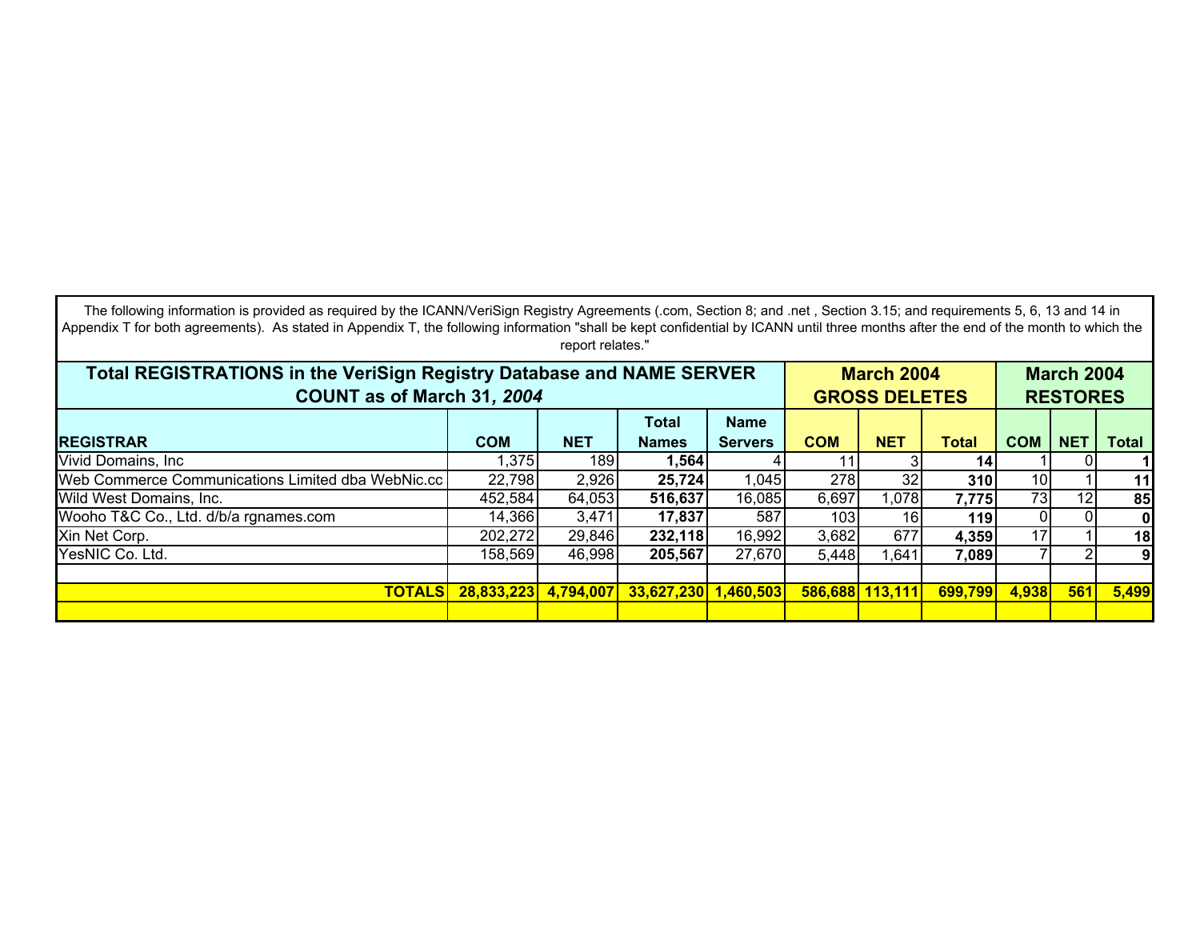The following information is provided as required by the ICANN/VeriSign Registry Agreements (.com, Section 8; and .net , Section 3.15; and requirements 5, 6, 13 and 14 in Appendix T for both agreements). As stated in Appendix T, the following information "shall be kept confidential by ICANN until three months after the end of the month to which the report relates."

| Total REGISTRATIONS in the VeriSign Registry Database and NAME SERVER COUNT as of March 31, *2004* | | | | | March 2004 GROSS DELETES | | | March 2004 RESTORES | | |
|---|---|---|---|---|---|---|---|---|---|---|
| **REGISTRAR** | **COM** | **NET** | **Total Names** | **Name Servers** | **COM** | **NET** | **Total** | **COM** | **NET** | **Total** |
| Vivid Domains, Inc | 1,375 | 189 | **1,564** | 4 | 11 | 3 | **14** | 1 | 0 | **1** |
| Web Commerce Communications Limited dba WebNic.cc | 22,798 | 2,926 | **25,724** | 1,045 | 278 | 32 | **310** | 10 | 1 | **11** |
| Wild West Domains, Inc. | 452,584 | 64,053 | **516,637** | 16,085 | 6,697 | 1,078 | **7,775** | 73 | 12 | **85** |
| Wooho T&C Co., Ltd. d/b/a rgnames.com | 14,366 | 3,471 | **17,837** | 587 | 103 | 16 | **119** | 0 | 0 | **0** |
| Xin Net Corp. | 202,272 | 29,846 | **232,118** | 16,992 | 3,682 | 677 | **4,359** | 17 | 1 | **18** |
| YesNIC Co. Ltd. | 158,569 | 46,998 | **205,567** | 27,670 | 5,448 | 1,641 | **7,089** | 7 | 2 | **9** |
| | | | | | | | | | | |
| **TOTALS** | **28,833,223** | **4,794,007** | **33,627,230** | **1,460,503** | **586,688** | **113,111** | **699,799** | **4,938** | **561** | **5,499** |